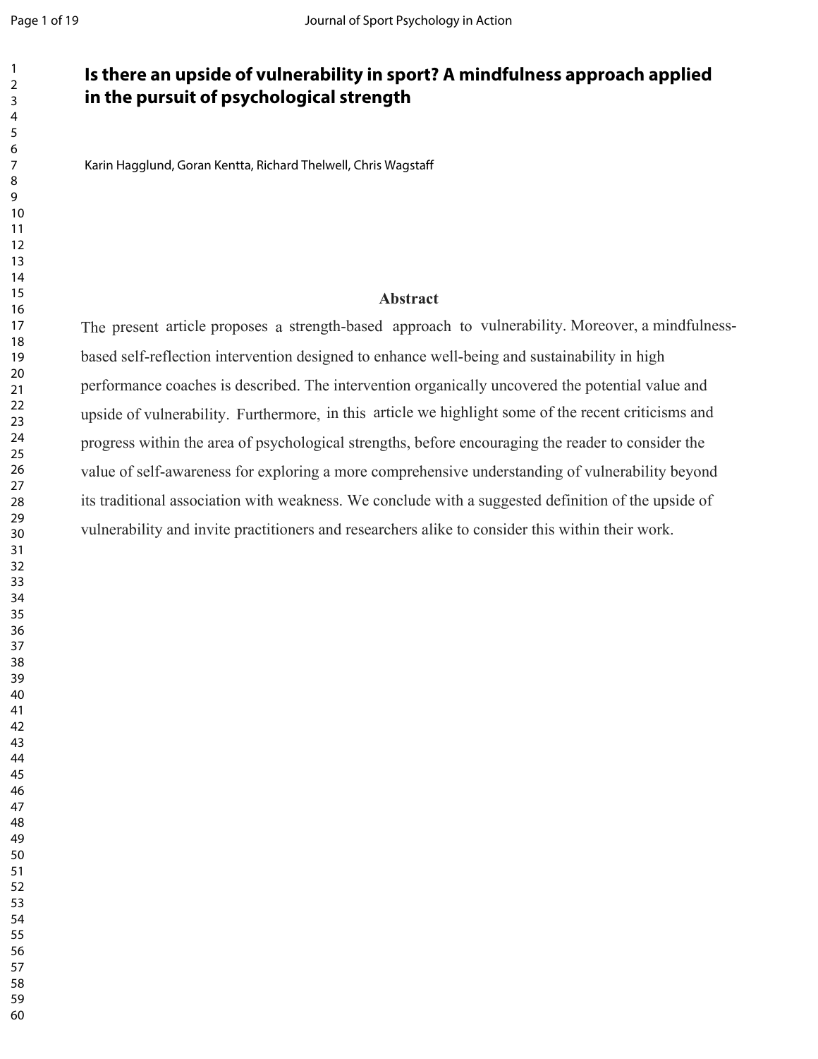# Is there an upside of vulnerability in sport? A mindfulness approach applied in the pursuit of psychological strength

Karin Hagglund, Goran Kentta, Richard Thelwell, Chris Wagstaff

## Abstract

The present article proposes a strength-based approach to vulnerability. Moreover, a mindfulness-based self-reflection intervention designed to enhance well-being and sustainability in high performance coaches is described. The intervention organically uncovered the potential value and upside of vulnerability. Furthermore, in this article we highlight some of the recent criticisms and progress within the area of psychological strengths, before encouraging the reader to consider the value of self-awareness for exploring a more comprehensive understanding of vulnerability beyond its traditional association with weakness. We conclude with a suggested definition of the upside of vulnerability and invite practitioners and researchers alike to consider this within their work.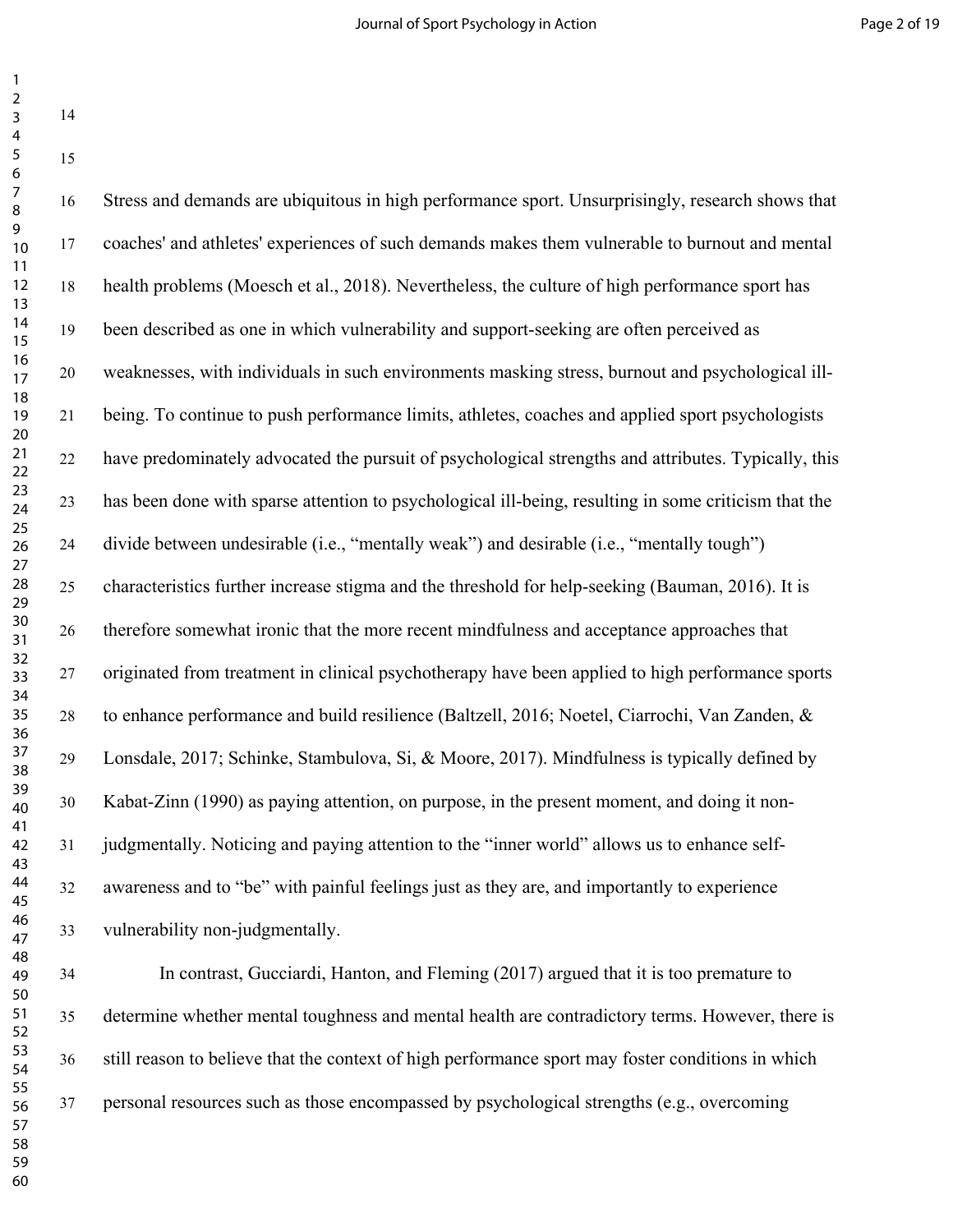Stress and demands are ubiquitous in high performance sport. Unsurprisingly, research shows that coaches' and athletes' experiences of such demands makes them vulnerable to burnout and mental health problems (Moesch et al., 2018). Nevertheless, the culture of high performance sport has been described as one in which vulnerability and support-seeking are often perceived as weaknesses, with individuals in such environments masking stress, burnout and psychological ill-being. To continue to push performance limits, athletes, coaches and applied sport psychologists have predominately advocated the pursuit of psychological strengths and attributes. Typically, this has been done with sparse attention to psychological ill-being, resulting in some criticism that the divide between undesirable (i.e., "mentally weak") and desirable (i.e., "mentally tough") characteristics further increase stigma and the threshold for help-seeking (Bauman, 2016). It is therefore somewhat ironic that the more recent mindfulness and acceptance approaches that originated from treatment in clinical psychotherapy have been applied to high performance sports to enhance performance and build resilience (Baltzell, 2016; Noetel, Ciarrochi, Van Zanden, & Lonsdale, 2017; Schinke, Stambulova, Si, & Moore, 2017). Mindfulness is typically defined by Kabat-Zinn (1990) as paying attention, on purpose, in the present moment, and doing it non-judgmentally. Noticing and paying attention to the "inner world" allows us to enhance self-awareness and to "be" with painful feelings just as they are, and importantly to experience vulnerability non-judgmentally.

In contrast, Gucciardi, Hanton, and Fleming (2017) argued that it is too premature to determine whether mental toughness and mental health are contradictory terms. However, there is still reason to believe that the context of high performance sport may foster conditions in which personal resources such as those encompassed by psychological strengths (e.g., overcoming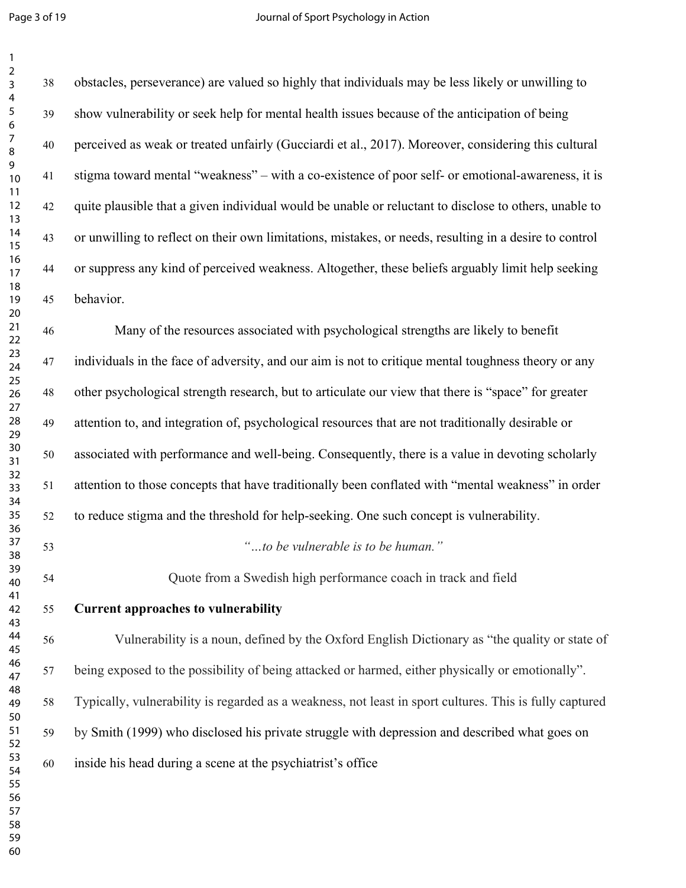obstacles, perseverance) are valued so highly that individuals may be less likely or unwilling to show vulnerability or seek help for mental health issues because of the anticipation of being perceived as weak or treated unfairly (Gucciardi et al., 2017). Moreover, considering this cultural stigma toward mental "weakness" – with a co-existence of poor self- or emotional-awareness, it is quite plausible that a given individual would be unable or reluctant to disclose to others, unable to or unwilling to reflect on their own limitations, mistakes, or needs, resulting in a desire to control or suppress any kind of perceived weakness. Altogether, these beliefs arguably limit help seeking behavior.

Many of the resources associated with psychological strengths are likely to benefit individuals in the face of adversity, and our aim is not to critique mental toughness theory or any other psychological strength research, but to articulate our view that there is "space" for greater attention to, and integration of, psychological resources that are not traditionally desirable or associated with performance and well-being. Consequently, there is a value in devoting scholarly attention to those concepts that have traditionally been conflated with "mental weakness" in order to reduce stigma and the threshold for help-seeking. One such concept is vulnerability.

*"…to be vulnerable is to be human."*

Quote from a Swedish high performance coach in track and field

## Current approaches to vulnerability

Vulnerability is a noun, defined by the Oxford English Dictionary as "the quality or state of being exposed to the possibility of being attacked or harmed, either physically or emotionally". Typically, vulnerability is regarded as a weakness, not least in sport cultures. This is fully captured by Smith (1999) who disclosed his private struggle with depression and described what goes on inside his head during a scene at the psychiatrist's office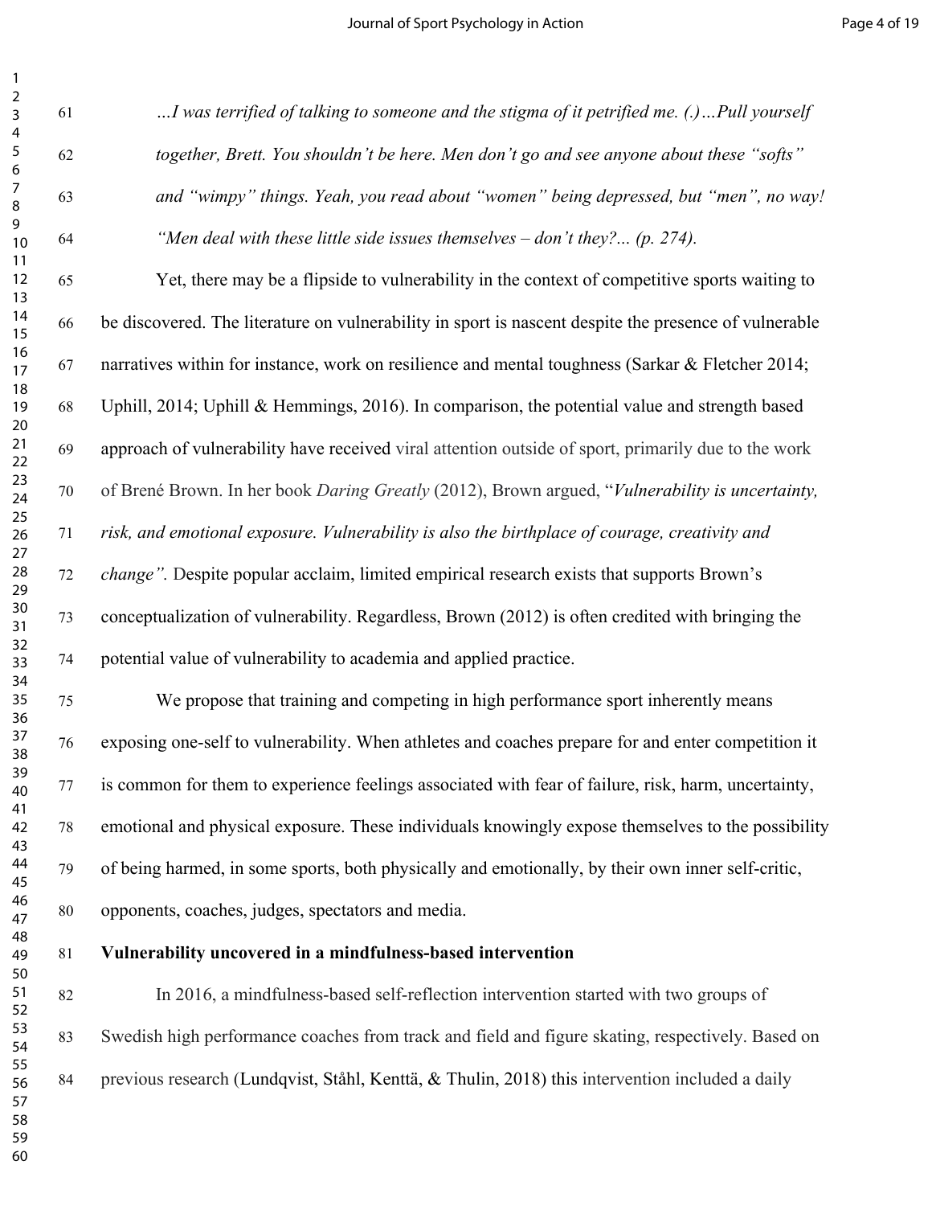*…I was terrified of talking to someone and the stigma of it petrified me. (.)…Pull yourself together, Brett. You shouldn't be here. Men don't go and see anyone about these "softs" and "wimpy" things. Yeah, you read about "women" being depressed, but "men", no way! "Men deal with these little side issues themselves – don't they?... (p. 274).*

Yet, there may be a flipside to vulnerability in the context of competitive sports waiting to be discovered. The literature on vulnerability in sport is nascent despite the presence of vulnerable narratives within for instance, work on resilience and mental toughness (Sarkar & Fletcher 2014; Uphill, 2014; Uphill & Hemmings, 2016). In comparison, the potential value and strength based approach of vulnerability have received viral attention outside of sport, primarily due to the work of Brené Brown. In her book *Daring Greatly* (2012), Brown argued, "*Vulnerability is uncertainty, risk, and emotional exposure. Vulnerability is also the birthplace of courage, creativity and change".* Despite popular acclaim, limited empirical research exists that supports Brown's conceptualization of vulnerability. Regardless, Brown (2012) is often credited with bringing the potential value of vulnerability to academia and applied practice.

We propose that training and competing in high performance sport inherently means exposing one-self to vulnerability. When athletes and coaches prepare for and enter competition it is common for them to experience feelings associated with fear of failure, risk, harm, uncertainty, emotional and physical exposure. These individuals knowingly expose themselves to the possibility of being harmed, in some sports, both physically and emotionally, by their own inner self-critic, opponents, coaches, judges, spectators and media.

**Vulnerability uncovered in a mindfulness-based intervention**

In 2016, a mindfulness-based self-reflection intervention started with two groups of Swedish high performance coaches from track and field and figure skating, respectively. Based on previous research (Lundqvist, Ståhl, Kenttä, & Thulin, 2018) this intervention included a daily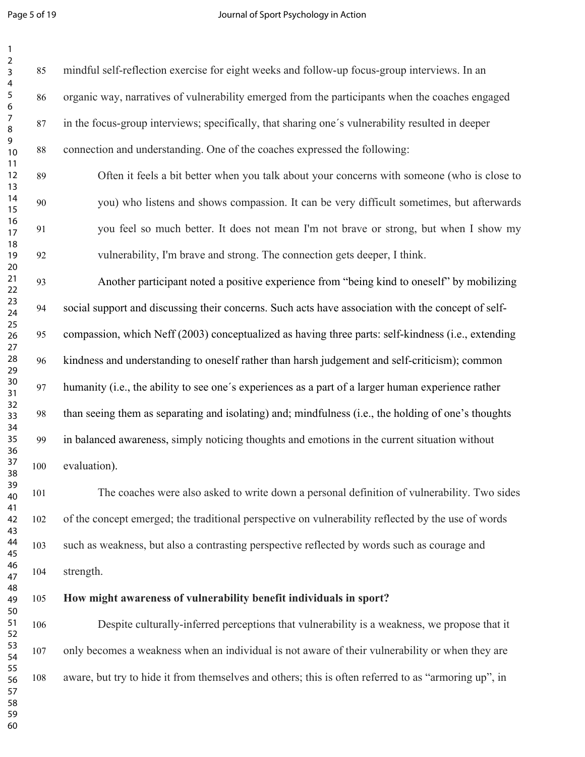mindful self-reflection exercise for eight weeks and follow-up focus-group interviews. In an organic way, narratives of vulnerability emerged from the participants when the coaches engaged in the focus-group interviews; specifically, that sharing one´s vulnerability resulted in deeper connection and understanding. One of the coaches expressed the following:

> Often it feels a bit better when you talk about your concerns with someone (who is close to you) who listens and shows compassion. It can be very difficult sometimes, but afterwards you feel so much better. It does not mean I'm not brave or strong, but when I show my vulnerability, I'm brave and strong. The connection gets deeper, I think.

Another participant noted a positive experience from "being kind to oneself" by mobilizing social support and discussing their concerns. Such acts have association with the concept of self-compassion, which Neff (2003) conceptualized as having three parts: self-kindness (i.e., extending kindness and understanding to oneself rather than harsh judgement and self-criticism); common humanity (i.e., the ability to see one´s experiences as a part of a larger human experience rather than seeing them as separating and isolating) and; mindfulness (i.e., the holding of one's thoughts in balanced awareness, simply noticing thoughts and emotions in the current situation without evaluation).

The coaches were also asked to write down a personal definition of vulnerability. Two sides of the concept emerged; the traditional perspective on vulnerability reflected by the use of words such as weakness, but also a contrasting perspective reflected by words such as courage and strength.

**How might awareness of vulnerability benefit individuals in sport?**

Despite culturally-inferred perceptions that vulnerability is a weakness, we propose that it only becomes a weakness when an individual is not aware of their vulnerability or when they are aware, but try to hide it from themselves and others; this is often referred to as "armoring up", in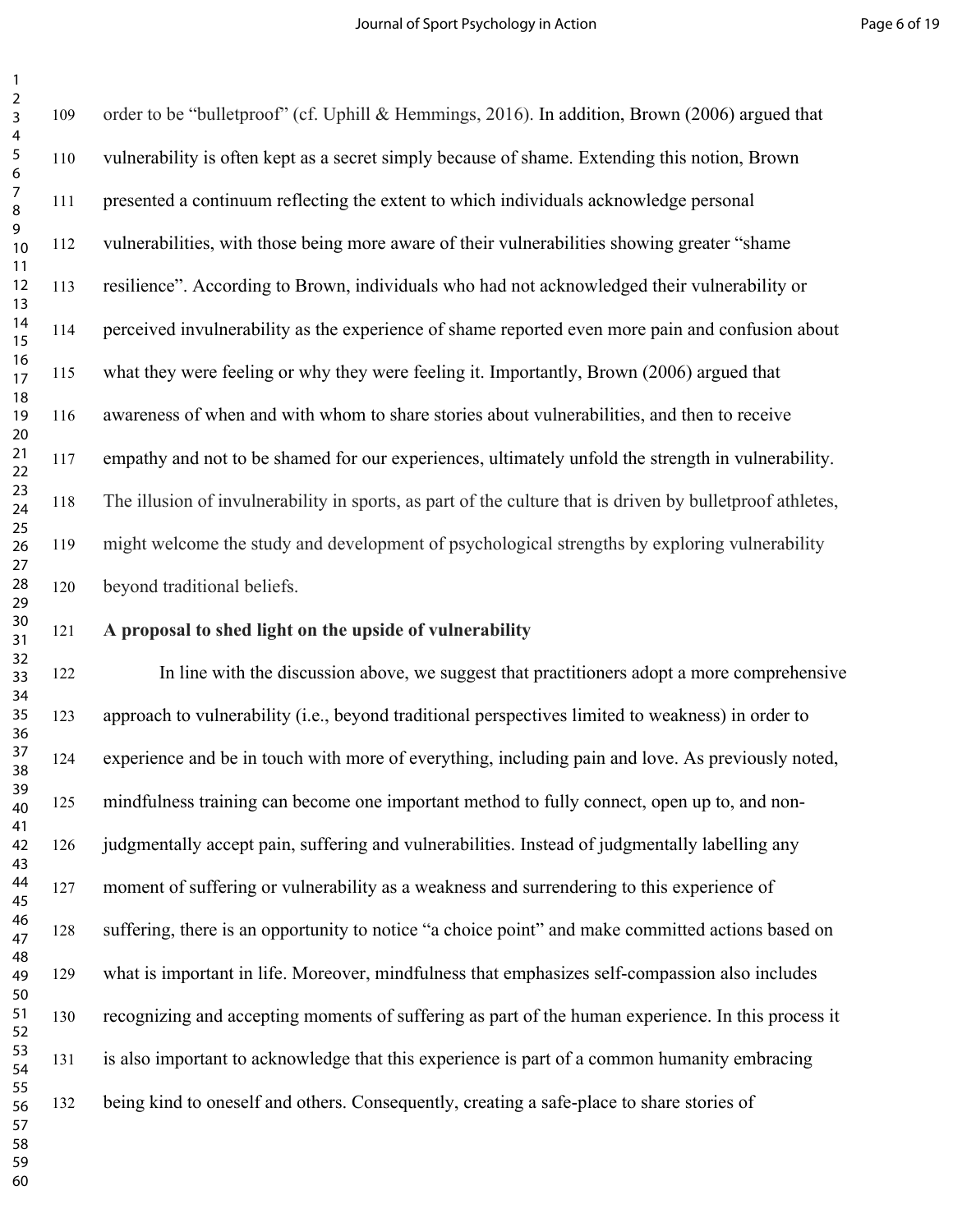order to be "bulletproof" (cf. Uphill & Hemmings, 2016). In addition, Brown (2006) argued that vulnerability is often kept as a secret simply because of shame. Extending this notion, Brown presented a continuum reflecting the extent to which individuals acknowledge personal vulnerabilities, with those being more aware of their vulnerabilities showing greater "shame resilience". According to Brown, individuals who had not acknowledged their vulnerability or perceived invulnerability as the experience of shame reported even more pain and confusion about what they were feeling or why they were feeling it. Importantly, Brown (2006) argued that awareness of when and with whom to share stories about vulnerabilities, and then to receive empathy and not to be shamed for our experiences, ultimately unfold the strength in vulnerability. The illusion of invulnerability in sports, as part of the culture that is driven by bulletproof athletes, might welcome the study and development of psychological strengths by exploring vulnerability beyond traditional beliefs.

## A proposal to shed light on the upside of vulnerability

In line with the discussion above, we suggest that practitioners adopt a more comprehensive approach to vulnerability (i.e., beyond traditional perspectives limited to weakness) in order to experience and be in touch with more of everything, including pain and love. As previously noted, mindfulness training can become one important method to fully connect, open up to, and non-judgmentally accept pain, suffering and vulnerabilities. Instead of judgmentally labelling any moment of suffering or vulnerability as a weakness and surrendering to this experience of suffering, there is an opportunity to notice "a choice point" and make committed actions based on what is important in life. Moreover, mindfulness that emphasizes self-compassion also includes recognizing and accepting moments of suffering as part of the human experience. In this process it is also important to acknowledge that this experience is part of a common humanity embracing being kind to oneself and others. Consequently, creating a safe-place to share stories of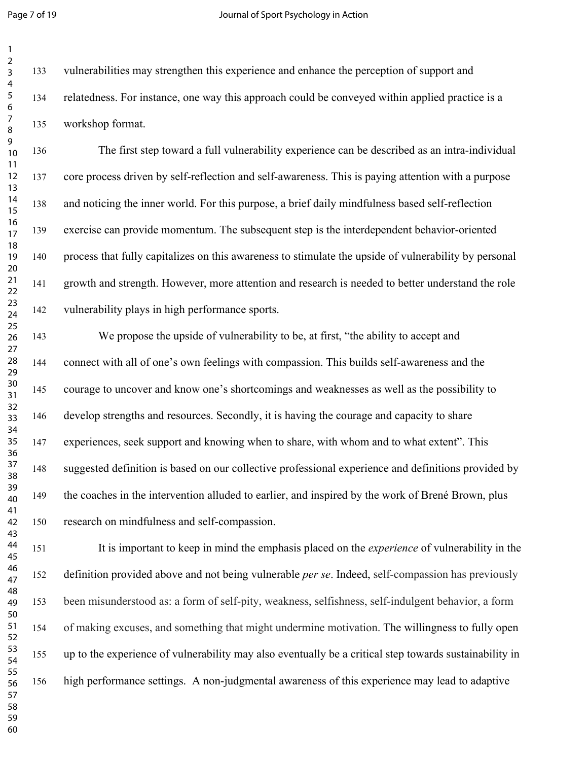vulnerabilities may strengthen this experience and enhance the perception of support and relatedness. For instance, one way this approach could be conveyed within applied practice is a workshop format.

The first step toward a full vulnerability experience can be described as an intra-individual core process driven by self-reflection and self-awareness. This is paying attention with a purpose and noticing the inner world. For this purpose, a brief daily mindfulness based self-reflection exercise can provide momentum. The subsequent step is the interdependent behavior-oriented process that fully capitalizes on this awareness to stimulate the upside of vulnerability by personal growth and strength. However, more attention and research is needed to better understand the role vulnerability plays in high performance sports.

We propose the upside of vulnerability to be, at first, "the ability to accept and connect with all of one's own feelings with compassion. This builds self-awareness and the courage to uncover and know one's shortcomings and weaknesses as well as the possibility to develop strengths and resources. Secondly, it is having the courage and capacity to share experiences, seek support and knowing when to share, with whom and to what extent". This suggested definition is based on our collective professional experience and definitions provided by the coaches in the intervention alluded to earlier, and inspired by the work of Brené Brown, plus research on mindfulness and self-compassion.

It is important to keep in mind the emphasis placed on the *experience* of vulnerability in the definition provided above and not being vulnerable *per se*. Indeed, self-compassion has previously been misunderstood as: a form of self-pity, weakness, selfishness, self-indulgent behavior, a form of making excuses, and something that might undermine motivation. The willingness to fully open up to the experience of vulnerability may also eventually be a critical step towards sustainability in high performance settings. A non-judgmental awareness of this experience may lead to adaptive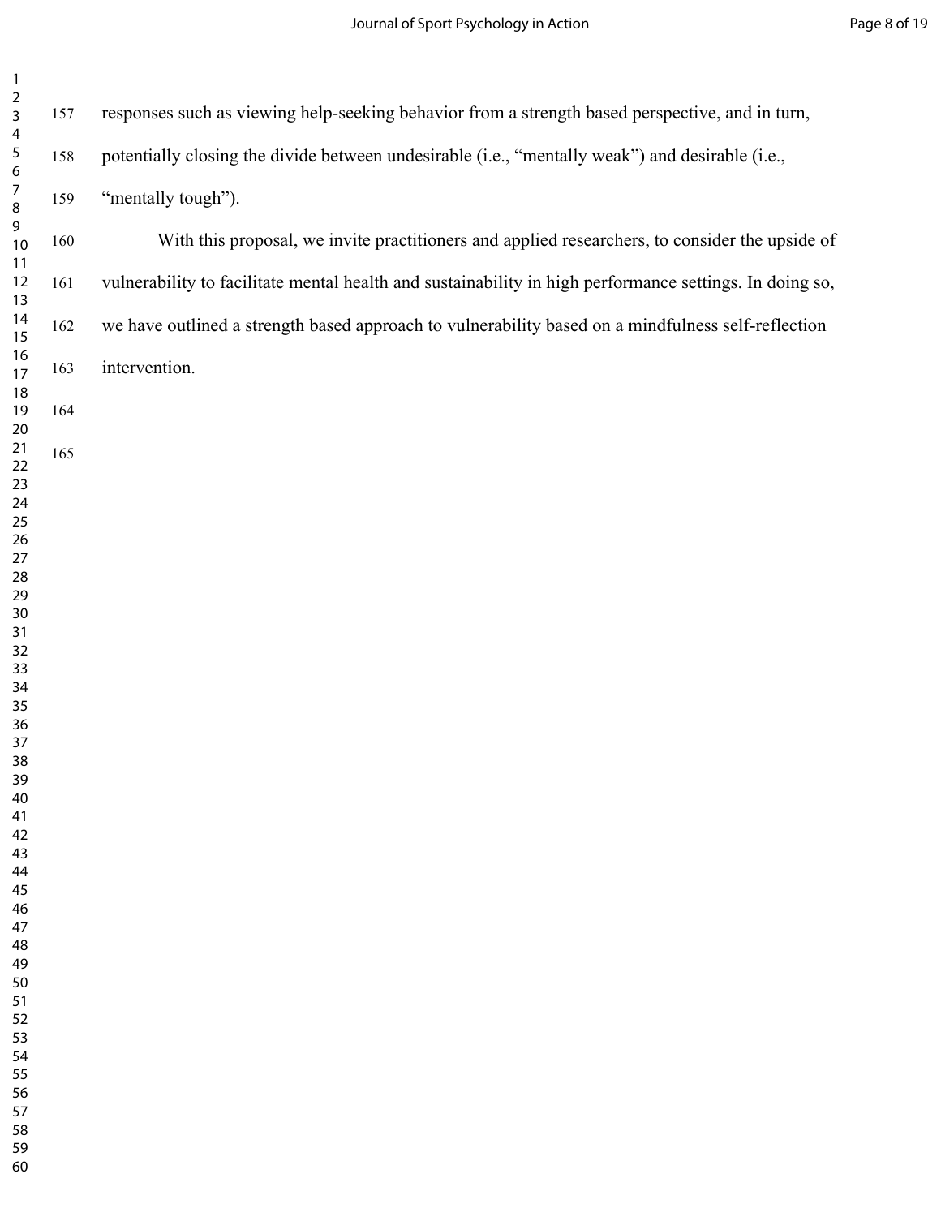responses such as viewing help-seeking behavior from a strength based perspective, and in turn, potentially closing the divide between undesirable (i.e., "mentally weak") and desirable (i.e., "mentally tough").

With this proposal, we invite practitioners and applied researchers, to consider the upside of vulnerability to facilitate mental health and sustainability in high performance settings. In doing so, we have outlined a strength based approach to vulnerability based on a mindfulness self-reflection intervention.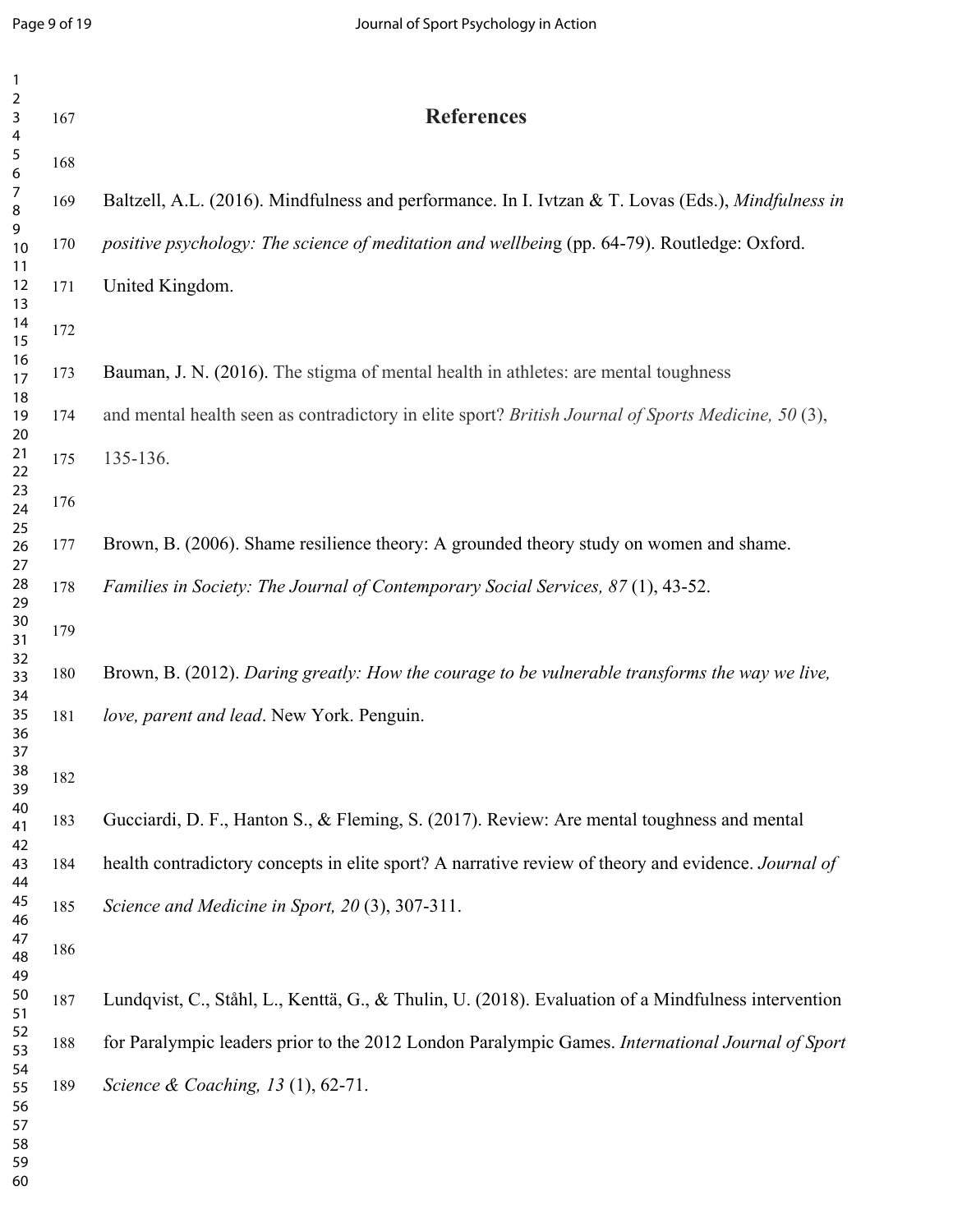# References

Baltzell, A.L. (2016). Mindfulness and performance. In I. Ivtzan & T. Lovas (Eds.), *Mindfulness in positive psychology: The science of meditation and wellbein*g (pp. 64-79). Routledge: Oxford. United Kingdom.

Bauman, J. N. (2016). The stigma of mental health in athletes: are mental toughness and mental health seen as contradictory in elite sport? *British Journal of Sports Medicine, 50* (3), 135-136.

Brown, B. (2006). Shame resilience theory: A grounded theory study on women and shame. *Families in Society: The Journal of Contemporary Social Services, 87* (1), 43-52.

Brown, B. (2012). *Daring greatly: How the courage to be vulnerable transforms the way we live, love, parent and lead*. New York. Penguin.

Gucciardi, D. F., Hanton S., & Fleming, S. (2017). Review: Are mental toughness and mental health contradictory concepts in elite sport? A narrative review of theory and evidence. *Journal of Science and Medicine in Sport, 20* (3), 307-311.

Lundqvist, C., Ståhl, L., Kenttä, G., & Thulin, U. (2018). Evaluation of a Mindfulness intervention for Paralympic leaders prior to the 2012 London Paralympic Games. *International Journal of Sport Science & Coaching, 13* (1), 62-71.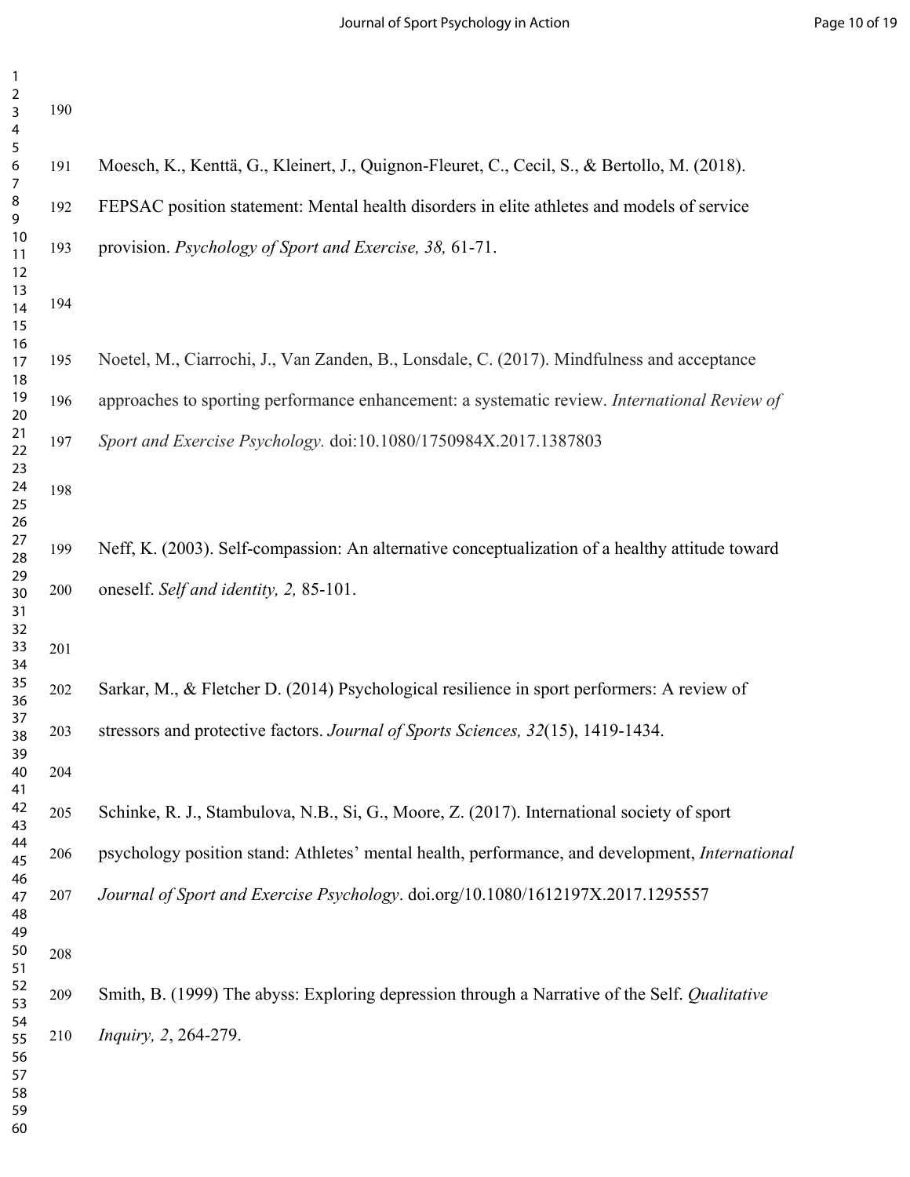Moesch, K., Kenttä, G., Kleinert, J., Quignon-Fleuret, C., Cecil, S., & Bertollo, M. (2018). FEPSAC position statement: Mental health disorders in elite athletes and models of service provision. *Psychology of Sport and Exercise, 38,* 61-71.

Noetel, M., Ciarrochi, J., Van Zanden, B., Lonsdale, C. (2017). Mindfulness and acceptance approaches to sporting performance enhancement: a systematic review. *International Review of Sport and Exercise Psychology.* doi:10.1080/1750984X.2017.1387803

Neff, K. (2003). Self-compassion: An alternative conceptualization of a healthy attitude toward oneself. *Self and identity, 2,* 85-101.

Sarkar, M., & Fletcher D. (2014) Psychological resilience in sport performers: A review of stressors and protective factors. *Journal of Sports Sciences, 32*(15), 1419-1434.

Schinke, R. J., Stambulova, N.B., Si, G., Moore, Z. (2017). International society of sport psychology position stand: Athletes' mental health, performance, and development, *International Journal of Sport and Exercise Psychology*. doi.org/10.1080/1612197X.2017.1295557

Smith, B. (1999) The abyss: Exploring depression through a Narrative of the Self. *Qualitative Inquiry, 2*, 264-279.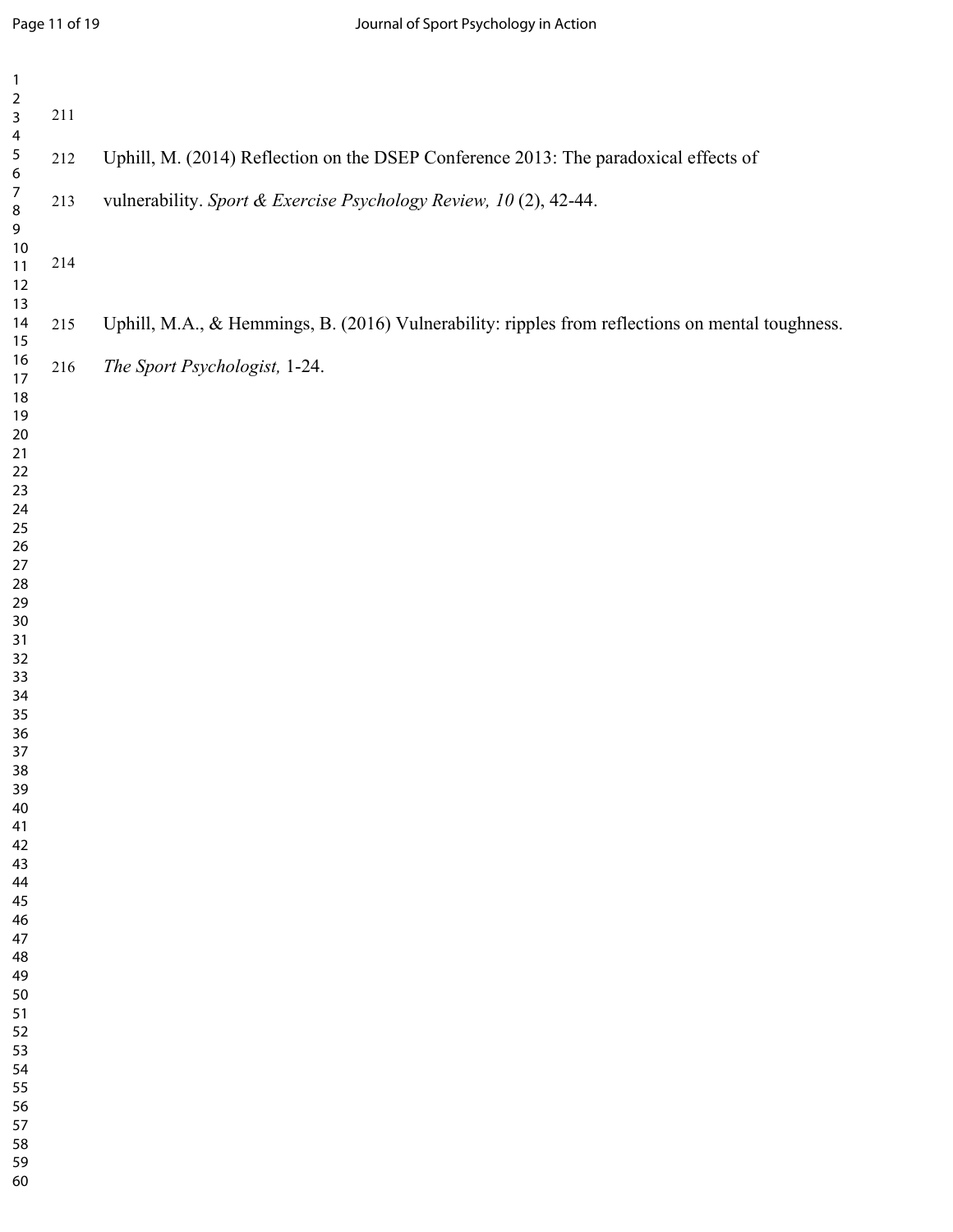Uphill, M. (2014) Reflection on the DSEP Conference 2013: The paradoxical effects of vulnerability. *Sport & Exercise Psychology Review, 10* (2), 42-44.

Uphill, M.A., & Hemmings, B. (2016) Vulnerability: ripples from reflections on mental toughness. *The Sport Psychologist,* 1-24.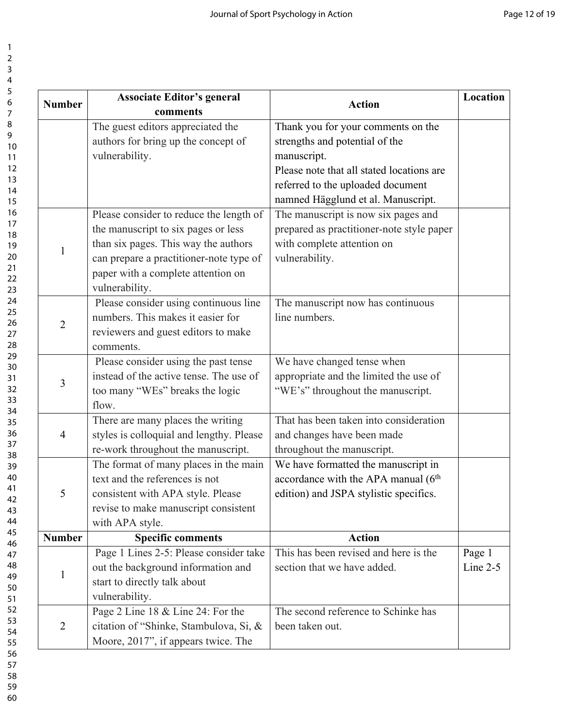| Number | Associate Editor's general comments | Action | Location |
|---|---|---|---|
| | The guest editors appreciated the authors for bring up the concept of vulnerability. | Thank you for your comments on the strengths and potential of the manuscript.<br>Please note that all stated locations are referred to the uploaded document namned Hägglund et al. Manuscript. | |
| 1 | Please consider to reduce the length of the manuscript to six pages or less than six pages. This way the authors can prepare a practitioner-note type of paper with a complete attention on vulnerability. | The manuscript is now six pages and prepared as practitioner-note style paper with complete attention on vulnerability. | |
| 2 | Please consider using continuous line numbers. This makes it easier for reviewers and guest editors to make comments. | The manuscript now has continuous line numbers. | |
| 3 | Please consider using the past tense instead of the active tense. The use of too many "WEs" breaks the logic flow. | We have changed tense when appropriate and the limited the use of "WE's" throughout the manuscript. | |
| 4 | There are many places the writing styles is colloquial and lengthy. Please re-work throughout the manuscript. | That has been taken into consideration and changes have been made throughout the manuscript. | |
| 5 | The format of many places in the main text and the references is not consistent with APA style. Please revise to make manuscript consistent with APA style. | We have formatted the manuscript in accordance with the APA manual (6th edition) and JSPA stylistic specifics. | |
| **Number** | **Specific comments** | **Action** | |
| 1 | Page 1 Lines 2-5: Please consider take out the background information and start to directly talk about vulnerability. | This has been revised and here is the section that we have added. | Page 1 Line 2-5 |
| 2 | Page 2 Line 18 & Line 24: For the citation of "Shinke, Stambulova, Si, & Moore, 2017", if appears twice. The | The second reference to Schinke has been taken out. | |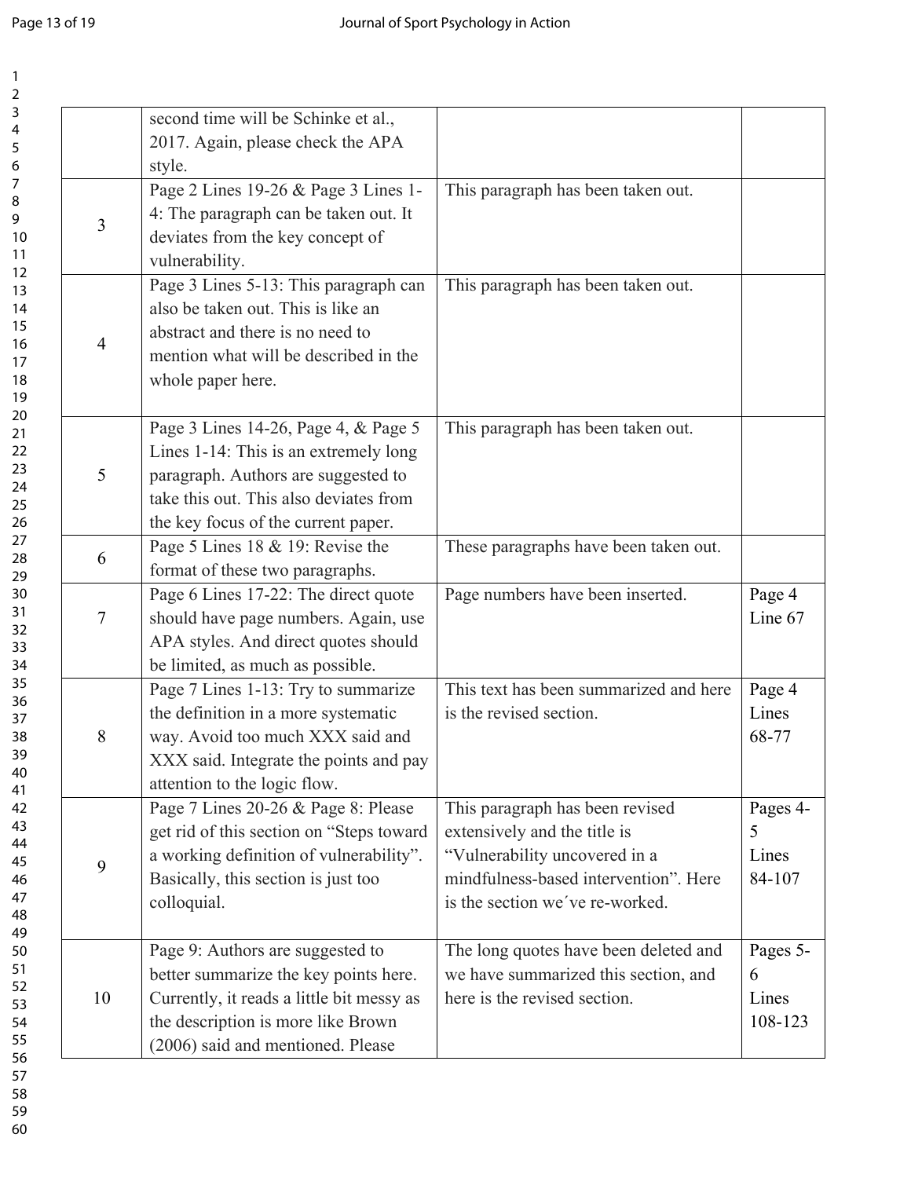| | | | |
|---|---|---|---|
| | second time will be Schinke et al., 2017. Again, please check the APA style. | | |
| 3 | Page 2 Lines 19-26 & Page 3 Lines 1-4: The paragraph can be taken out. It deviates from the key concept of vulnerability. | This paragraph has been taken out. | |
| 4 | Page 3 Lines 5-13: This paragraph can also be taken out. This is like an abstract and there is no need to mention what will be described in the whole paper here. | This paragraph has been taken out. | |
| 5 | Page 3 Lines 14-26, Page 4, & Page 5 Lines 1-14: This is an extremely long paragraph. Authors are suggested to take this out. This also deviates from the key focus of the current paper. | This paragraph has been taken out. | |
| 6 | Page 5 Lines 18 & 19: Revise the format of these two paragraphs. | These paragraphs have been taken out. | |
| 7 | Page 6 Lines 17-22: The direct quote should have page numbers. Again, use APA styles. And direct quotes should be limited, as much as possible. | Page numbers have been inserted. | Page 4 Line 67 |
| 8 | Page 7 Lines 1-13: Try to summarize the definition in a more systematic way. Avoid too much XXX said and XXX said. Integrate the points and pay attention to the logic flow. | This text has been summarized and here is the revised section. | Page 4 Lines 68-77 |
| 9 | Page 7 Lines 20-26 & Page 8: Please get rid of this section on "Steps toward a working definition of vulnerability". Basically, this section is just too colloquial. | This paragraph has been revised extensively and the title is "Vulnerability uncovered in a mindfulness-based intervention". Here is the section we´ve re-worked. | Pages 4-5 Lines 84-107 |
| 10 | Page 9: Authors are suggested to better summarize the key points here. Currently, it reads a little bit messy as the description is more like Brown (2006) said and mentioned. Please | The long quotes have been deleted and we have summarized this section, and here is the revised section. | Pages 5-6 Lines 108-123 |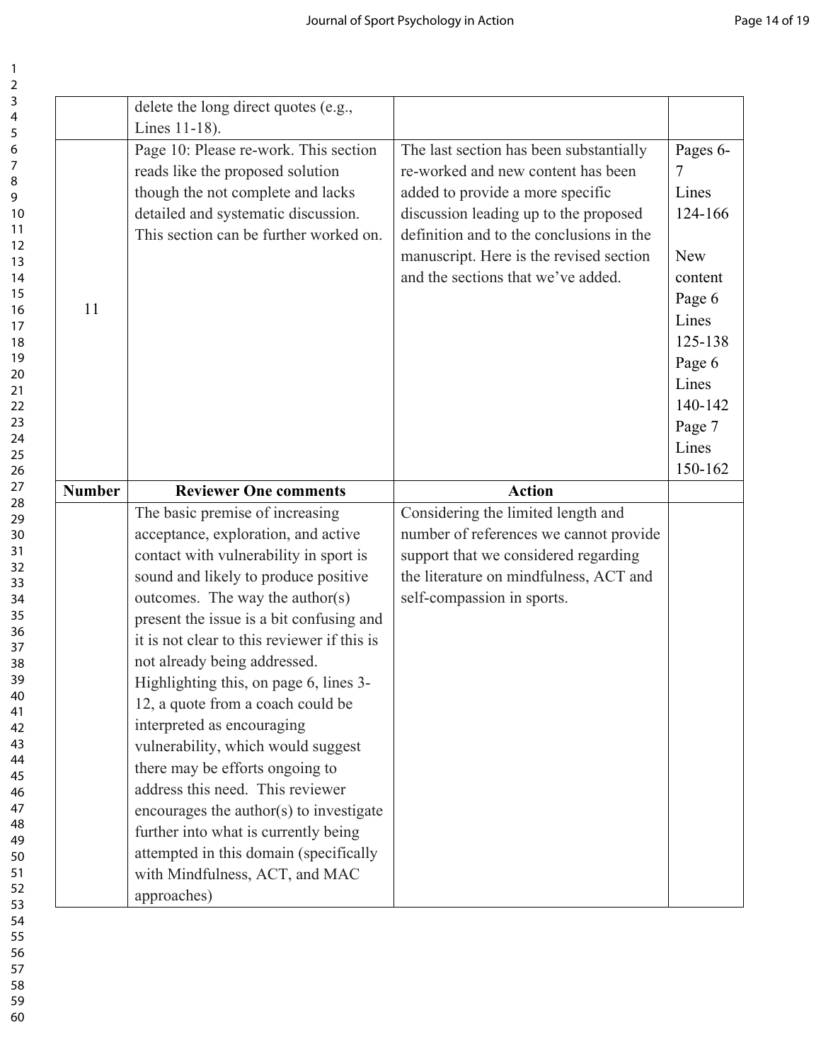| | delete the long direct quotes (e.g., Lines 11-18). | | |
|---|---|---|---|
| 11 | Page 10: Please re-work. This section reads like the proposed solution though the not complete and lacks detailed and systematic discussion. This section can be further worked on. | The last section has been substantially re-worked and new content has been added to provide a more specific discussion leading up to the proposed definition and to the conclusions in the manuscript. Here is the revised section and the sections that we've added. | Pages 6-7 Lines 124-166<br><br>New content Page 6 Lines 125-138 Page 6 Lines 140-142 Page 7 Lines 150-162 |
| **Number** | **Reviewer One comments** | **Action** | |
| | The basic premise of increasing acceptance, exploration, and active contact with vulnerability in sport is sound and likely to produce positive outcomes. The way the author(s) present the issue is a bit confusing and it is not clear to this reviewer if this is not already being addressed. Highlighting this, on page 6, lines 3-12, a quote from a coach could be interpreted as encouraging vulnerability, which would suggest there may be efforts ongoing to address this need. This reviewer encourages the author(s) to investigate further into what is currently being attempted in this domain (specifically with Mindfulness, ACT, and MAC approaches) | Considering the limited length and number of references we cannot provide support that we considered regarding the literature on mindfulness, ACT and self-compassion in sports. | |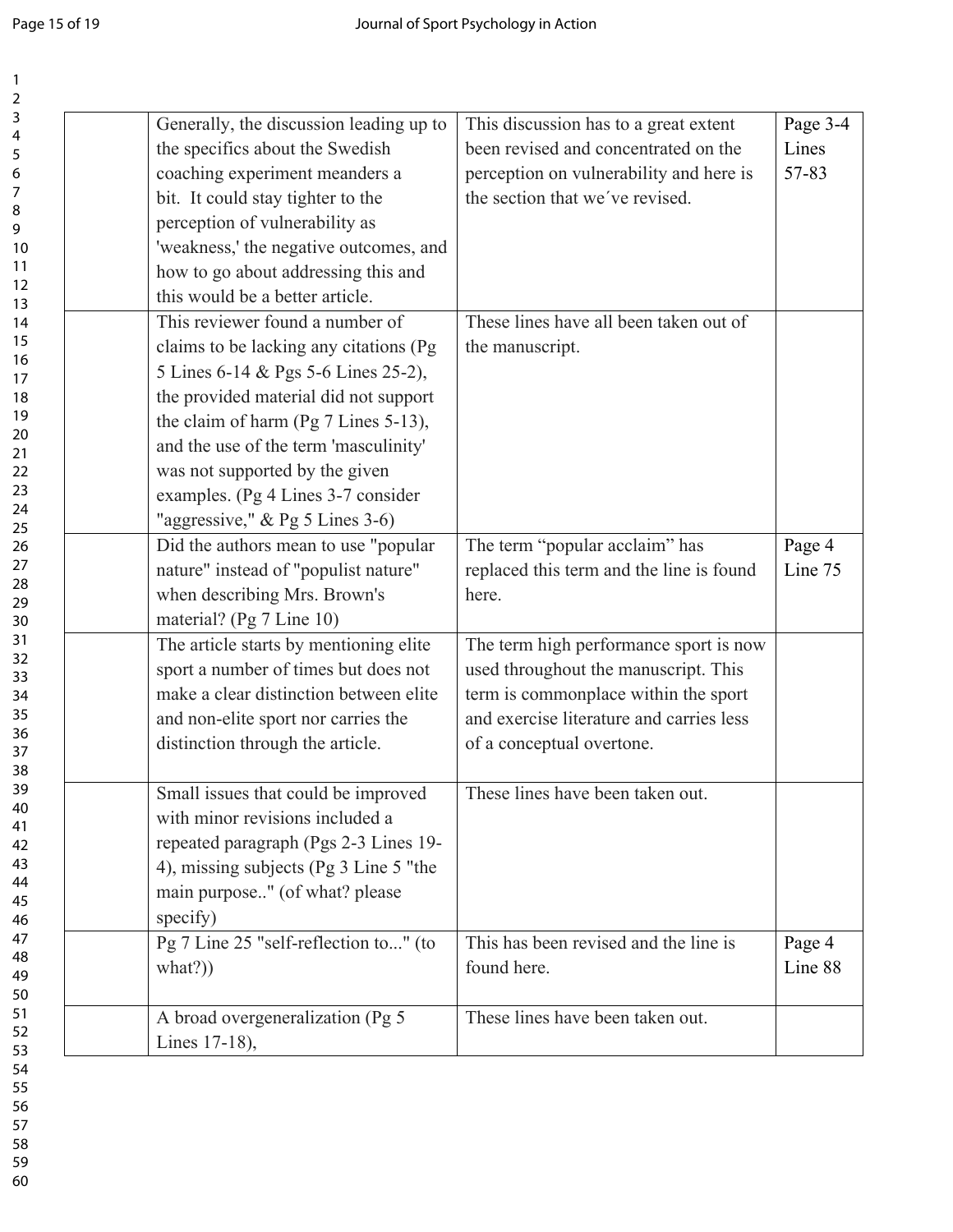| | | | |
|---|---|---|---|
| | Generally, the discussion leading up to the specifics about the Swedish coaching experiment meanders a bit. It could stay tighter to the perception of vulnerability as 'weakness,' the negative outcomes, and how to go about addressing this and this would be a better article. | This discussion has to a great extent been revised and concentrated on the perception on vulnerability and here is the section that we´ve revised. | Page 3-4 Lines 57-83 |
| | This reviewer found a number of claims to be lacking any citations (Pg 5 Lines 6-14 & Pgs 5-6 Lines 25-2), the provided material did not support the claim of harm (Pg 7 Lines 5-13), and the use of the term 'masculinity' was not supported by the given examples. (Pg 4 Lines 3-7 consider "aggressive," & Pg 5 Lines 3-6) | These lines have all been taken out of the manuscript. | |
| | Did the authors mean to use "popular nature" instead of "populist nature" when describing Mrs. Brown's material? (Pg 7 Line 10) | The term "popular acclaim" has replaced this term and the line is found here. | Page 4 Line 75 |
| | The article starts by mentioning elite sport a number of times but does not make a clear distinction between elite and non-elite sport nor carries the distinction through the article. | The term high performance sport is now used throughout the manuscript. This term is commonplace within the sport and exercise literature and carries less of a conceptual overtone. | |
| | Small issues that could be improved with minor revisions included a repeated paragraph (Pgs 2-3 Lines 19-4), missing subjects (Pg 3 Line 5 "the main purpose.." (of what? please specify) | These lines have been taken out. | |
| | Pg 7 Line 25 "self-reflection to..." (to what?)) | This has been revised and the line is found here. | Page 4 Line 88 |
| | A broad overgeneralization (Pg 5 Lines 17-18), | These lines have been taken out. | |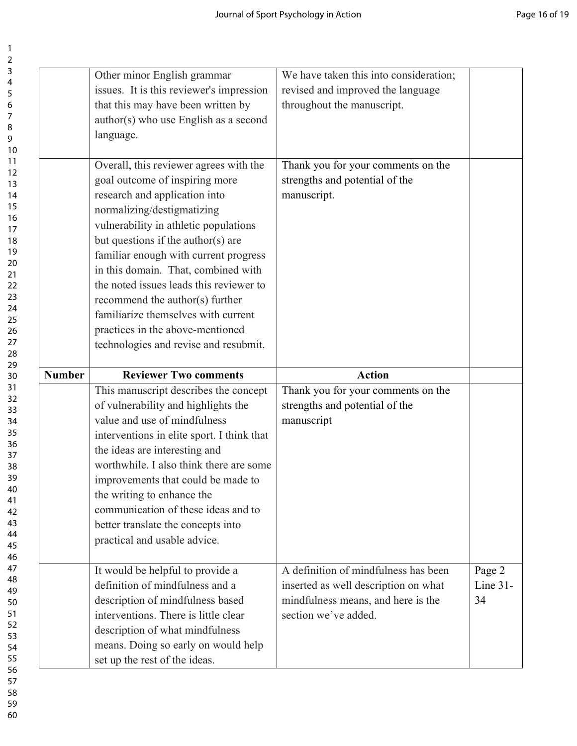| | | | |
|---|---|---|---|
| | Other minor English grammar issues. It is this reviewer's impression that this may have been written by author(s) who use English as a second language. | We have taken this into consideration; revised and improved the language throughout the manuscript. | |
| | Overall, this reviewer agrees with the goal outcome of inspiring more research and application into normalizing/destigmatizing vulnerability in athletic populations but questions if the author(s) are familiar enough with current progress in this domain. That, combined with the noted issues leads this reviewer to recommend the author(s) further familiarize themselves with current practices in the above-mentioned technologies and revise and resubmit. | Thank you for your comments on the strengths and potential of the manuscript. | |
| **Number** | **Reviewer Two comments** | **Action** | |
| | This manuscript describes the concept of vulnerability and highlights the value and use of mindfulness interventions in elite sport. I think that the ideas are interesting and worthwhile. I also think there are some improvements that could be made to the writing to enhance the communication of these ideas and to better translate the concepts into practical and usable advice. | Thank you for your comments on the strengths and potential of the manuscript | |
| | It would be helpful to provide a definition of mindfulness and a description of mindfulness based interventions. There is little clear description of what mindfulness means. Doing so early on would help set up the rest of the ideas. | A definition of mindfulness has been inserted as well description on what mindfulness means, and here is the section we've added. | Page 2 Line 31-34 |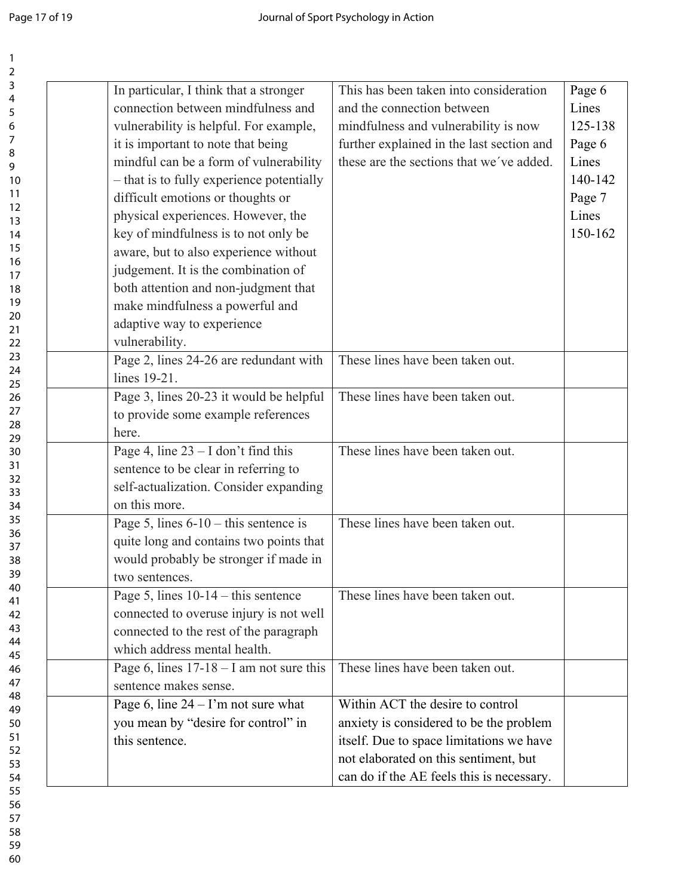| | | | |
|---|---|---|---|
| | In particular, I think that a stronger connection between mindfulness and vulnerability is helpful. For example, it is important to note that being mindful can be a form of vulnerability – that is to fully experience potentially difficult emotions or thoughts or physical experiences. However, the key of mindfulness is to not only be aware, but to also experience without judgement. It is the combination of both attention and non-judgment that make mindfulness a powerful and adaptive way to experience vulnerability. | This has been taken into consideration and the connection between mindfulness and vulnerability is now further explained in the last section and these are the sections that we´ve added. | Page 6 Lines 125-138 Page 6 Lines 140-142 Page 7 Lines 150-162 |
| | Page 2, lines 24-26 are redundant with lines 19-21. | These lines have been taken out. | |
| | Page 3, lines 20-23 it would be helpful to provide some example references here. | These lines have been taken out. | |
| | Page 4, line 23 – I don't find this sentence to be clear in referring to self-actualization. Consider expanding on this more. | These lines have been taken out. | |
| | Page 5, lines 6-10 – this sentence is quite long and contains two points that would probably be stronger if made in two sentences. | These lines have been taken out. | |
| | Page 5, lines 10-14 – this sentence connected to overuse injury is not well connected to the rest of the paragraph which address mental health. | These lines have been taken out. | |
| | Page 6, lines 17-18 – I am not sure this sentence makes sense. | These lines have been taken out. | |
| | Page 6, line 24 – I'm not sure what you mean by "desire for control" in this sentence. | Within ACT the desire to control anxiety is considered to be the problem itself. Due to space limitations we have not elaborated on this sentiment, but can do if the AE feels this is necessary. | |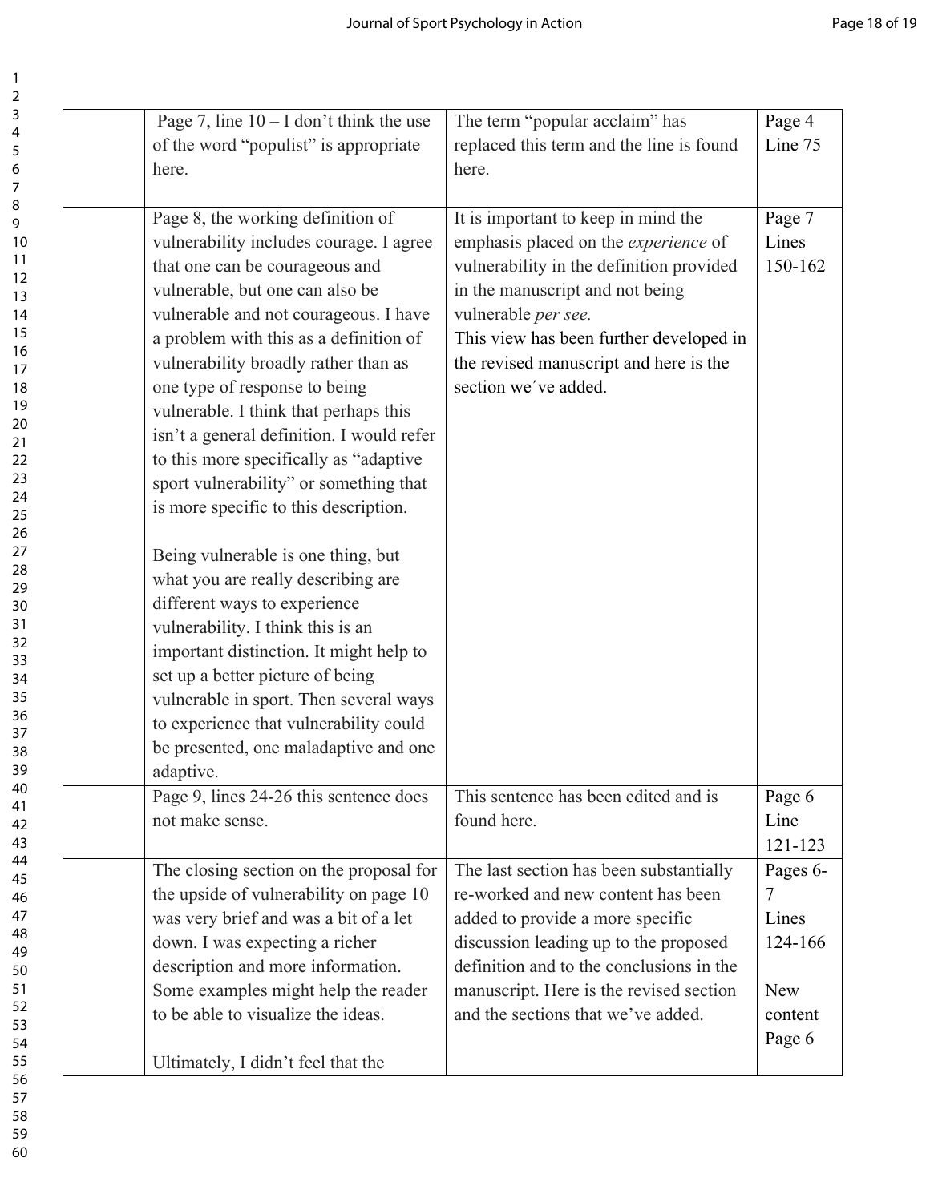| | | | |
|---|---|---|---|
| | Page 7, line 10 – I don't think the use of the word "populist" is appropriate here. | The term "popular acclaim" has replaced this term and the line is found here. | Page 4 Line 75 |
| | Page 8, the working definition of vulnerability includes courage. I agree that one can be courageous and vulnerable, but one can also be vulnerable and not courageous. I have a problem with this as a definition of vulnerability broadly rather than as one type of response to being vulnerable. I think that perhaps this isn't a general definition. I would refer to this more specifically as "adaptive sport vulnerability" or something that is more specific to this description.<br><br>Being vulnerable is one thing, but what you are really describing are different ways to experience vulnerability. I think this is an important distinction. It might help to set up a better picture of being vulnerable in sport. Then several ways to experience that vulnerability could be presented, one maladaptive and one adaptive. | It is important to keep in mind the emphasis placed on the *experience* of vulnerability in the definition provided in the manuscript and not being vulnerable *per see.*<br>This view has been further developed in the revised manuscript and here is the section we´ve added. | Page 7 Lines 150-162 |
| | Page 9, lines 24-26 this sentence does not make sense. | This sentence has been edited and is found here. | Page 6 Line 121-123 |
| | The closing section on the proposal for the upside of vulnerability on page 10 was very brief and was a bit of a let down. I was expecting a richer description and more information. Some examples might help the reader to be able to visualize the ideas.<br><br>Ultimately, I didn't feel that the | The last section has been substantially re-worked and new content has been added to provide a more specific discussion leading up to the proposed definition and to the conclusions in the manuscript. Here is the revised section and the sections that we've added. | Pages 6-7 Lines 124-166<br><br>New content Page 6 |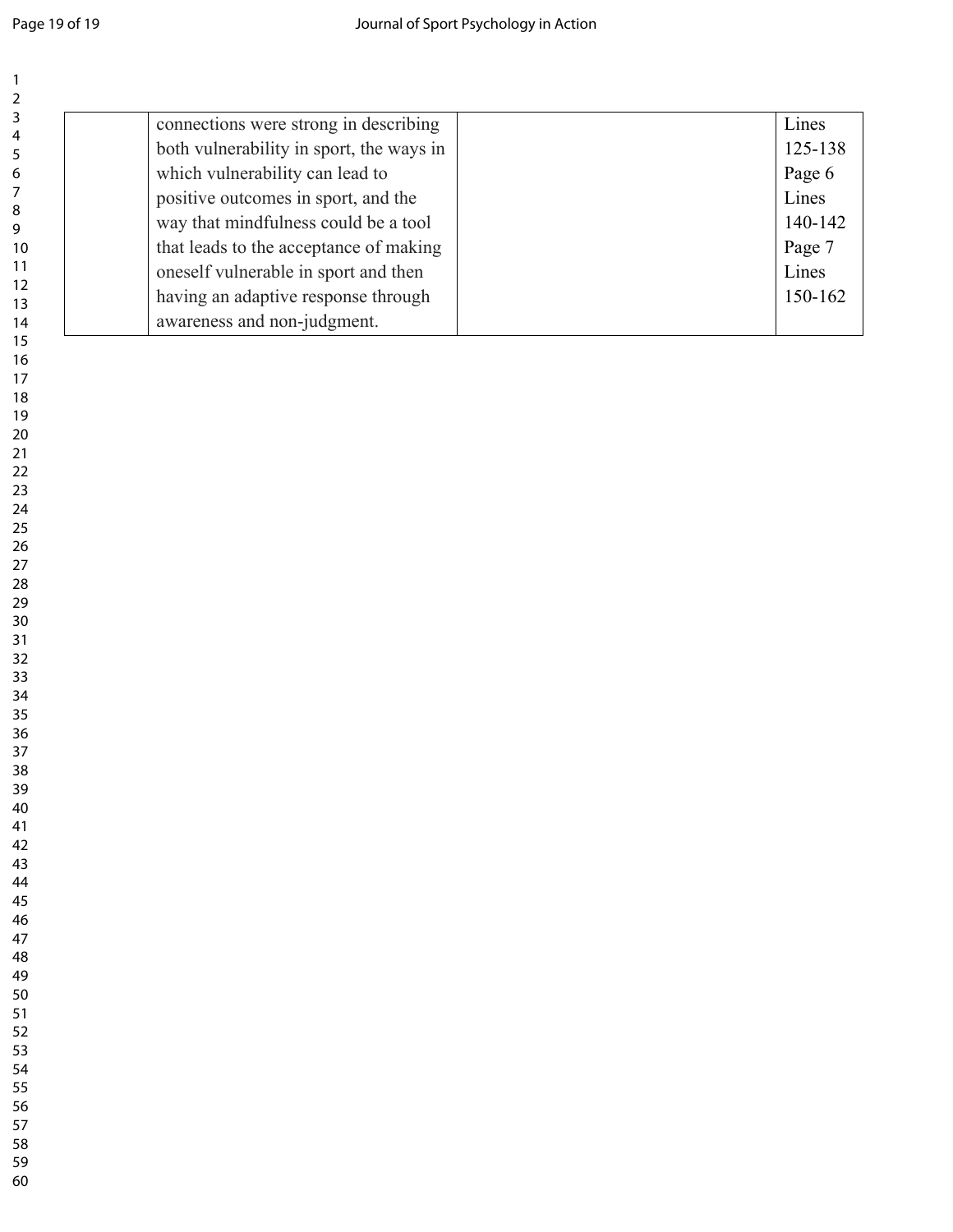| | | | |
|---|---|---|---|
| | connections were strong in describing both vulnerability in sport, the ways in which vulnerability can lead to positive outcomes in sport, and the way that mindfulness could be a tool that leads to the acceptance of making oneself vulnerable in sport and then having an adaptive response through awareness and non-judgment. | | Lines 125-138 Page 6 Lines 140-142 Page 7 Lines 150-162 |